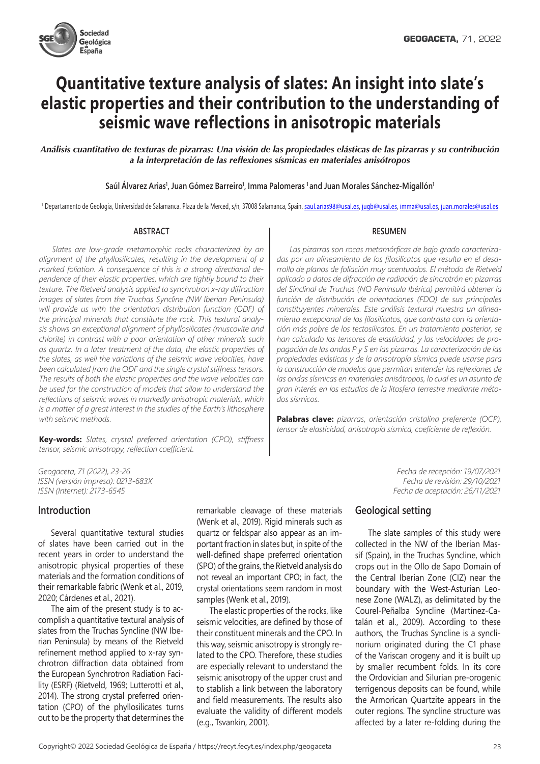# Quantitative texture analysis of slates: An insight into slate's elastic properties and their contribution to the understanding of seismic wave reflections in anisotropic materials

***Análisis cuantitativo de texturas de pizarras: Una visión de las propiedades elásticas de las pizarras y su contribución a la interpretación de las reflexiones sísmicas en materiales anisótropos***

Saúl Álvarez Arias[1], Juan Gómez Barreiro[1], Imma Palomeras [1] and Juan Morales Sánchez-Migallón[1]

[1] Departamento de Geología, Universidad de Salamanca. Plaza de la Merced, s/n, 37008 Salamanca, Spain. saul.arias98@usal.es, jugb@usal.es, imma@usal.es, juan.morales@usal.es

## ABSTRACT

*Slates are low-grade metamorphic rocks characterized by an alignment of the phyllosilicates, resulting in the development of a marked foliation. A consequence of this is a strong directional dependence of their elastic properties, which are tightly bound to their texture. The Rietveld analysis applied to synchrotron x-ray diffraction images of slates from the Truchas Syncline (NW Iberian Peninsula) will provide us with the orientation distribution function (ODF) of the principal minerals that constitute the rock. This textural analysis shows an exceptional alignment of phyllosilicates (muscovite and chlorite) in contrast with a poor orientation of other minerals such as quartz. In a later treatment of the data, the elastic properties of the slates, as well as the variations of the seismic wave velocities, have been calculated from the ODF and the single crystal stiffness tensors. The results of both the elastic properties and the wave velocities can be used for the construction of models that allow to understand the reflections of seismic waves in markedly anisotropic materials, which is a matter of a great interest in the studies of the Earth's lithosphere with seismic methods.*

**Key-words:** *Slates, crystal preferred orientation (CPO), stiffness tensor, seismic anisotropy, reflection coefficient.*

## RESUMEN

*Las pizarras son rocas metamórficas de bajo grado caracterizadas por un alineamiento de los filosilicatos que resulta en el desarrollo de planos de foliación muy acentuados. El método de Rietveld aplicado a datos de difracción de radiación de sincrotrón en pizarras del Sinclinal de Truchas (NO Península Ibérica) permitirá obtener la función de distribución de orientaciones (FDO) de sus principales constituyentes minerales. Este análisis textural muestra un alineamiento excepcional de los filosilicatos, que contrasta con la orientación más pobre de los tectosilicatos. En un tratamiento posterior, se han calculado los tensores de elasticidad, y las velocidades de propagación de las ondas P y S en las pizarras. La caracterización de las propiedades elásticas y de la anisotropía sísmica puede usarse para la construcción de modelos que permitan entender las reflexiones de las ondas sísmicas en materiales anisótropos, lo cual es un asunto de gran interés en los estudios de la litosfera terrestre mediante métodos sísmicos.*

**Palabras clave:** *pizarras, orientación cristalina preferente (OCP), tensor de elasticidad, anisotropía sísmica, coeficiente de reflexión.*

*Geogaceta, 71 (2022), 23-26*
*ISSN (versión impresa): 0213-683X*
*ISSN (Internet): 2173-6545*

*Fecha de recepción: 19/07/2021*
*Fecha de revisión: 29/10/2021*
*Fecha de aceptación: 26/11/2021*

## Introduction

Several quantitative textural studies of slates have been carried out in the recent years in order to understand the anisotropic physical properties of these materials and the formation conditions of their remarkable fabric (Wenk et al., 2019, 2020; Cárdenes et al., 2021).

The aim of the present study is to accomplish a quantitative textural analysis of slates from the Truchas Syncline (NW Iberian Peninsula) by means of the Rietveld refinement method applied to x-ray synchrotron diffraction data obtained from the European Synchrotron Radiation Facility (ESRF) (Rietveld, 1969; Lutterotti et al., 2014). The strong crystal preferred orientation (CPO) of the phyllosilicates turns out to be the property that determines the remarkable cleavage of these materials (Wenk et al., 2019). Rigid minerals such as quartz or feldspar also appear as an important fraction in slates but, in spite of the well-defined shape preferred orientation (SPO) of the grains, the Rietveld analysis do not reveal an important CPO; in fact, the crystal orientations seem random in most samples (Wenk et al., 2019).

The elastic properties of the rocks, like seismic velocities, are defined by those of their constituent minerals and the CPO. In this way, seismic anisotropy is strongly related to the CPO. Therefore, these studies are especially relevant to understand the seismic anisotropy of the upper crust and to stablish a link between the laboratory and field measurements. The results also evaluate the validity of different models (e.g., Tsvankin, 2001).

## Geological setting

The slate samples of this study were collected in the NW of the Iberian Massif (Spain), in the Truchas Syncline, which crops out in the Ollo de Sapo Domain of the Central Iberian Zone (CIZ) near the boundary with the West-Asturian Leonese Zone (WALZ), as delimitated by the Courel-Peñalba Syncline (Martínez-Catalán et al., 2009). According to these authors, the Truchas Syncline is a synclinorium originated during the C1 phase of the Variscan orogeny and it is built up by smaller recumbent folds. In its core the Ordovician and Silurian pre-orogenic terrigenous deposits can be found, while the Armorican Quartzite appears in the outer regions. The syncline structure was affected by a later re-folding during the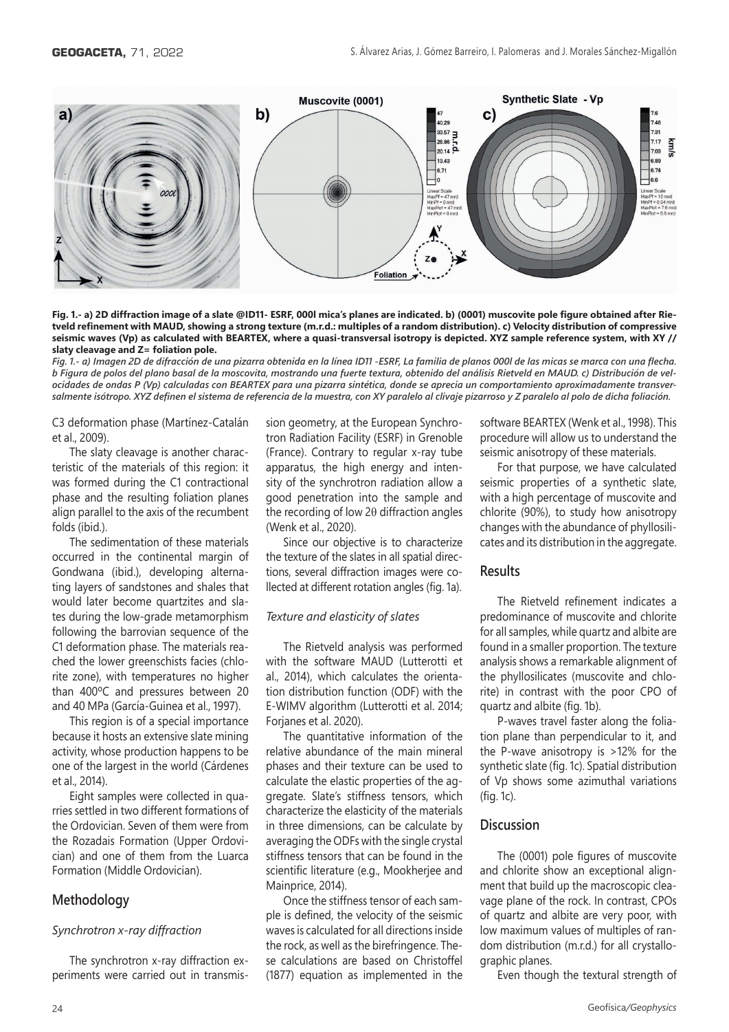a)

z

x

000l

b)

Muscovite (0001)

47
40.29
33.57
26.86
20.14
13.43
6.71
0

m.r.d.

Linear Scale
MaxPf = 47 mrd
MinPf = 0 mrd
MaxPlot = 47 mrd
MinPlot = 0 mrd

c)

Synthetic Slate - Vp

7.6
7.46
7.31
7.17
7.03
6.89
6.74
6.6

km/s

Linear Scale
MaxPf = 10 mrd
MinPf = 0.04 mrd
MaxPlot = 7.6 mrd
MinPlot = 6.6 mrd

Y

X

Z

Foliation

**Fig. 1.- a) 2D diffraction image of a slate @ID11- ESRF, 000l mica's planes are indicated. b) (0001) muscovite pole figure obtained after Rietveld refinement with MAUD, showing a strong texture (m.r.d.: multiples of a random distribution). c) Velocity distribution of compressive seismic waves (Vp) as calculated with BEARTEX, where a quasi-transversal isotropy is depicted. XYZ sample reference system, with XY // slaty cleavage and Z= foliation pole.**

***Fig. 1.- a) Imagen 2D de difracción de una pizarra obtenida en la línea ID11 -ESRF, La familia de planos 000l de las micas se marca con una flecha. b Figura de polos del plano basal de la moscovita, mostrando una fuerte textura, obtenido del análisis Rietveld en MAUD. c) Distribución de velocidades de ondas P (Vp) calculadas con BEARTEX para una pizarra sintética, donde se aprecia un comportamiento aproximadamente transversalmente isótropo. XYZ definen el sistema de referencia de la muestra, con XY paralelo al clivaje pizarroso y Z paralelo al polo de dicha foliación.***

C3 deformation phase (Martínez-Catalán et al., 2009).

The slaty cleavage is another characteristic of the materials of this region: it was formed during the C1 contractional phase and the resulting foliation planes align parallel to the axis of the recumbent folds (ibid.).

The sedimentation of these materials occurred in the continental margin of Gondwana (ibid.), developing alternating layers of sandstones and shales that would later become quartzites and slates during the low-grade metamorphism following the barrovian sequence of the C1 deformation phase. The materials reached the lower greenschists facies (chlorite zone), with temperatures no higher than 400ºC and pressures between 20 and 40 MPa (García-Guinea et al., 1997).

This region is of a special importance because it hosts an extensive slate mining activity, whose production happens to be one of the largest in the world (Cárdenes et al., 2014).

Eight samples were collected in quarries settled in two different formations of the Ordovician. Seven of them were from the Rozadais Formation (Upper Ordovician) and one of them from the Luarca Formation (Middle Ordovician).

## Methodology

### *Synchrotron x-ray diffraction*

The synchrotron x-ray diffraction experiments were carried out in transmission geometry, at the European Synchrotron Radiation Facility (ESRF) in Grenoble (France). Contrary to regular x-ray tube apparatus, the high energy and intensity of the synchrotron radiation allow a good penetration into the sample and the recording of low 2θ diffraction angles (Wenk et al., 2020).

Since our objective is to characterize the texture of the slates in all spatial directions, several diffraction images were collected at different rotation angles (fig. 1a).

### *Texture and elasticity of slates*

The Rietveld analysis was performed with the software MAUD (Lutterotti et al., 2014), which calculates the orientation distribution function (ODF) with the E-WIMV algorithm (Lutterotti et al. 2014; Forjanes et al. 2020).

The quantitative information of the relative abundance of the main mineral phases and their texture can be used to calculate the elastic properties of the aggregate. Slate's stiffness tensors, which characterize the elasticity of the materials in three dimensions, can be calculate by averaging the ODFs with the single crystal stiffness tensors that can be found in the scientific literature (e.g., Mookherjee and Mainprice, 2014).

Once the stiffness tensor of each sample is defined, the velocity of the seismic waves is calculated for all directions inside the rock, as well as the birefringence. These calculations are based on Christoffel (1877) equation as implemented in the software BEARTEX (Wenk et al., 1998). This procedure will allow us to understand the seismic anisotropy of these materials.

For that purpose, we have calculated seismic properties of a synthetic slate, with a high percentage of muscovite and chlorite (90%), to study how anisotropy changes with the abundance of phyllosilicates and its distribution in the aggregate.

## Results

The Rietveld refinement indicates a predominance of muscovite and chlorite for all samples, while quartz and albite are found in a smaller proportion. The texture analysis shows a remarkable alignment of the phyllosilicates (muscovite and chlorite) in contrast with the poor CPO of quartz and albite (fig. 1b).

P-waves travel faster along the foliation plane than perpendicular to it, and the P-wave anisotropy is >12% for the synthetic slate (fig. 1c). Spatial distribution of Vp shows some azimuthal variations (fig. 1c).

## Discussion

The (0001) pole figures of muscovite and chlorite show an exceptional alignment that build up the macroscopic cleavage plane of the rock. In contrast, CPOs of quartz and albite are very poor, with low maximum values of multiples of random distribution (m.r.d.) for all crystallographic planes.

Even though the textural strength of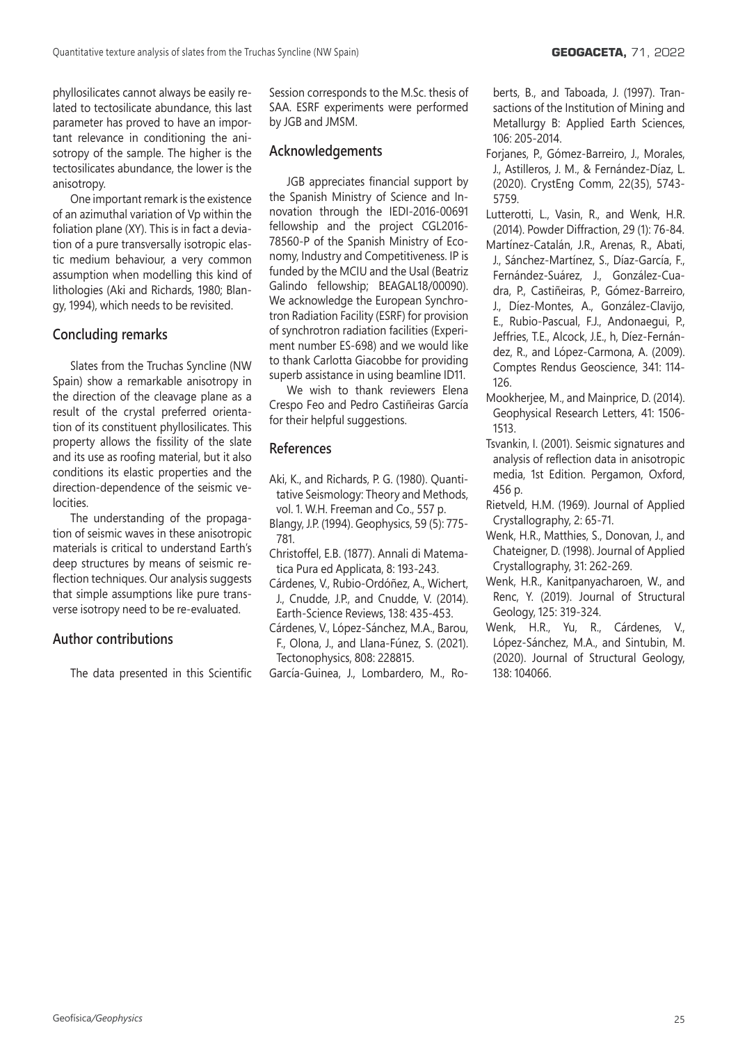phyllosilicates cannot always be easily related to tectosilicate abundance, this last parameter has proved to have an important relevance in conditioning the anisotropy of the sample. The higher is the tectosilicates abundance, the lower is the anisotropy.

One important remark is the existence of an azimuthal variation of Vp within the foliation plane (XY). This is in fact a deviation of a pure transversally isotropic elastic medium behaviour, a very common assumption when modelling this kind of lithologies (Aki and Richards, 1980; Blangy, 1994), which needs to be revisited.

## Concluding remarks

Slates from the Truchas Syncline (NW Spain) show a remarkable anisotropy in the direction of the cleavage plane as a result of the crystal preferred orientation of its constituent phyllosilicates. This property allows the fissility of the slate and its use as roofing material, but it also conditions its elastic properties and the direction-dependence of the seismic velocities.

The understanding of the propagation of seismic waves in these anisotropic materials is critical to understand Earth's deep structures by means of seismic reflection techniques. Our analysis suggests that simple assumptions like pure transverse isotropy need to be re-evaluated.

## Author contributions

The data presented in this Scientific Session corresponds to the M.Sc. thesis of SAA. ESRF experiments were performed by JGB and JMSM.

## Acknowledgements

JGB appreciates financial support by the Spanish Ministry of Science and Innovation through the IEDI-2016-00691 fellowship and the project CGL2016-78560-P of the Spanish Ministry of Economy, Industry and Competitiveness. IP is funded by the MCIU and the Usal (Beatriz Galindo fellowship; BEAGAL18/00090). We acknowledge the European Synchrotron Radiation Facility (ESRF) for provision of synchrotron radiation facilities (Experiment number ES-698) and we would like to thank Carlotta Giacobbe for providing superb assistance in using beamline ID11.

We wish to thank reviewers Elena Crespo Feo and Pedro Castiñeiras García for their helpful suggestions.

## References

Aki, K., and Richards, P. G. (1980). Quantitative Seismology: Theory and Methods, vol. 1. W.H. Freeman and Co., 557 p.

Blangy, J.P. (1994). Geophysics, 59 (5): 775-781.

Christoffel, E.B. (1877). Annali di Matematica Pura ed Applicata, 8: 193-243.

Cárdenes, V., Rubio-Ordóñez, A., Wichert, J., Cnudde, J.P., and Cnudde, V. (2014). Earth-Science Reviews, 138: 435-453.

Cárdenes, V., López-Sánchez, M.A., Barou, F., Olona, J., and Llana-Fúnez, S. (2021). Tectonophysics, 808: 228815.

García-Guinea, J., Lombardero, M., Roberts, B., and Taboada, J. (1997). Transactions of the Institution of Mining and Metallurgy B: Applied Earth Sciences, 106: 205-2014.

Forjanes, P., Gómez-Barreiro, J., Morales, J., Astilleros, J. M., & Fernández-Díaz, L. (2020). CrystEng Comm, 22(35), 5743-5759.

Lutterotti, L., Vasin, R., and Wenk, H.R. (2014). Powder Diffraction, 29 (1): 76-84.

Martínez-Catalán, J.R., Arenas, R., Abati, J., Sánchez-Martínez, S., Díaz-García, F., Fernández-Suárez, J., González-Cuadra, P., Castiñeiras, P., Gómez-Barreiro, J., Díez-Montes, A., González-Clavijo, E., Rubio-Pascual, F.J., Andonaegui, P., Jeffries, T.E., Alcock, J.E., h, Díez-Fernández, R., and López-Carmona, A. (2009). Comptes Rendus Geoscience, 341: 114-126.

Mookherjee, M., and Mainprice, D. (2014). Geophysical Research Letters, 41: 1506-1513.

Tsvankin, I. (2001). Seismic signatures and analysis of reflection data in anisotropic media, 1st Edition. Pergamon, Oxford, 456 p.

Rietveld, H.M. (1969). Journal of Applied Crystallography, 2: 65-71.

Wenk, H.R., Matthies, S., Donovan, J., and Chateigner, D. (1998). Journal of Applied Crystallography, 31: 262-269.

Wenk, H.R., Kanitpanyacharoen, W., and Renc, Y. (2019). Journal of Structural Geology, 125: 319-324.

Wenk, H.R., Yu, R., Cárdenes, V., López-Sánchez, M.A., and Sintubin, M. (2020). Journal of Structural Geology, 138: 104066.